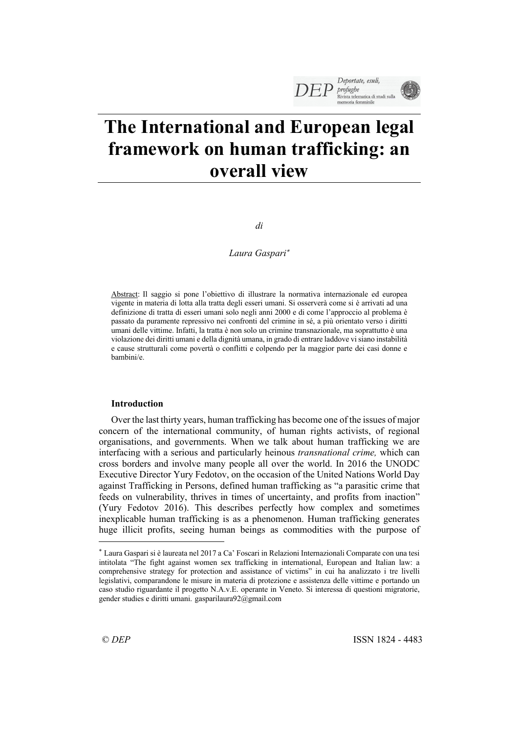# The International and European legal framework on human trafficking: an overall view

*di*

*Laura Gaspari*[*]

Abstract: Il saggio si pone l'obiettivo di illustrare la normativa internazionale ed europea vigente in materia di lotta alla tratta degli esseri umani. Si osserverà come si è arrivati ad una definizione di tratta di esseri umani solo negli anni 2000 e di come l'approccio al problema è passato da puramente repressivo nei confronti del crimine in sé, a più orientato verso i diritti umani delle vittime. Infatti, la tratta è non solo un crimine transnazionale, ma soprattutto è una violazione dei diritti umani e della dignità umana, in grado di entrare laddove vi siano instabilità e cause strutturali come povertà o conflitti e colpendo per la maggior parte dei casi donne e bambini/e.

**Introduction**

Over the last thirty years, human trafficking has become one of the issues of major concern of the international community, of human rights activists, of regional organisations, and governments. When we talk about human trafficking we are interfacing with a serious and particularly heinous *transnational crime,* which can cross borders and involve many people all over the world. In 2016 the UNODC Executive Director Yury Fedotov, on the occasion of the United Nations World Day against Trafficking in Persons, defined human trafficking as "a parasitic crime that feeds on vulnerability, thrives in times of uncertainty, and profits from inaction" (Yury Fedotov 2016). This describes perfectly how complex and sometimes inexplicable human trafficking is as a phenomenon. Human trafficking generates huge illicit profits, seeing human beings as commodities with the purpose of

[*] Laura Gaspari si è laureata nel 2017 a Ca' Foscari in Relazioni Internazionali Comparate con una tesi intitolata "The fight against women sex trafficking in international, European and Italian law: a comprehensive strategy for protection and assistance of victims" in cui ha analizzato i tre livelli legislativi, comparandone le misure in materia di protezione e assistenza delle vittime e portando un caso studio riguardante il progetto N.A.v.E. operante in Veneto. Si interessa di questioni migratorie, gender studies e diritti umani. gasparilaura92@gmail.com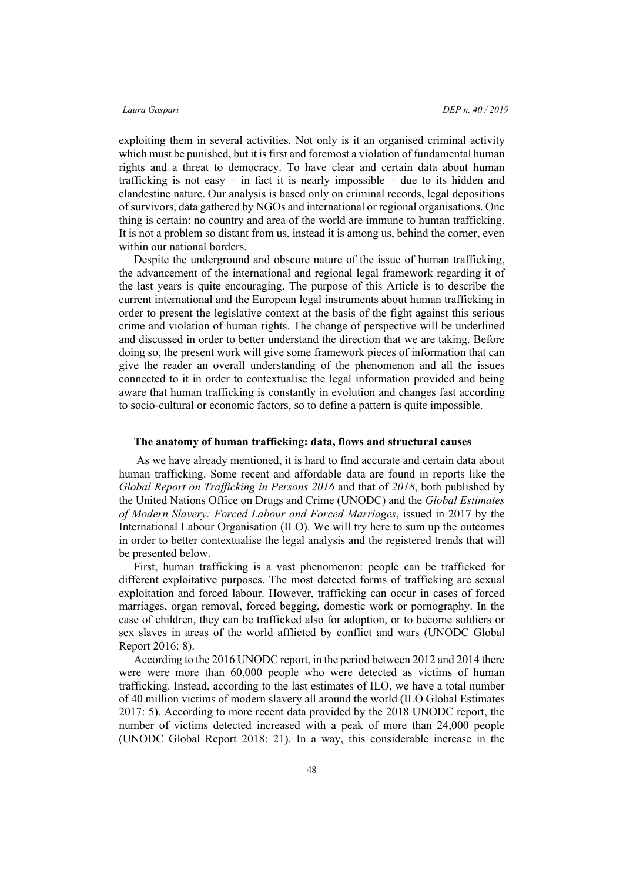exploiting them in several activities. Not only is it an organised criminal activity which must be punished, but it is first and foremost a violation of fundamental human rights and a threat to democracy. To have clear and certain data about human trafficking is not easy – in fact it is nearly impossible – due to its hidden and clandestine nature. Our analysis is based only on criminal records, legal depositions of survivors, data gathered by NGOs and international or regional organisations. One thing is certain: no country and area of the world are immune to human trafficking. It is not a problem so distant from us, instead it is among us, behind the corner, even within our national borders.

Despite the underground and obscure nature of the issue of human trafficking, the advancement of the international and regional legal framework regarding it of the last years is quite encouraging. The purpose of this Article is to describe the current international and the European legal instruments about human trafficking in order to present the legislative context at the basis of the fight against this serious crime and violation of human rights. The change of perspective will be underlined and discussed in order to better understand the direction that we are taking. Before doing so, the present work will give some framework pieces of information that can give the reader an overall understanding of the phenomenon and all the issues connected to it in order to contextualise the legal information provided and being aware that human trafficking is constantly in evolution and changes fast according to socio-cultural or economic factors, so to define a pattern is quite impossible.

**The anatomy of human trafficking: data, flows and structural causes**

As we have already mentioned, it is hard to find accurate and certain data about human trafficking. Some recent and affordable data are found in reports like the *Global Report on Trafficking in Persons 2016* and that of *2018*, both published by the United Nations Office on Drugs and Crime (UNODC) and the *Global Estimates of Modern Slavery: Forced Labour and Forced Marriages*, issued in 2017 by the International Labour Organisation (ILO). We will try here to sum up the outcomes in order to better contextualise the legal analysis and the registered trends that will be presented below.

First, human trafficking is a vast phenomenon: people can be trafficked for different exploitative purposes. The most detected forms of trafficking are sexual exploitation and forced labour. However, trafficking can occur in cases of forced marriages, organ removal, forced begging, domestic work or pornography. In the case of children, they can be trafficked also for adoption, or to become soldiers or sex slaves in areas of the world afflicted by conflict and wars (UNODC Global Report 2016: 8).

According to the 2016 UNODC report, in the period between 2012 and 2014 there were were more than 60,000 people who were detected as victims of human trafficking. Instead, according to the last estimates of ILO, we have a total number of 40 million victims of modern slavery all around the world (ILO Global Estimates 2017: 5). According to more recent data provided by the 2018 UNODC report, the number of victims detected increased with a peak of more than 24,000 people (UNODC Global Report 2018: 21). In a way, this considerable increase in the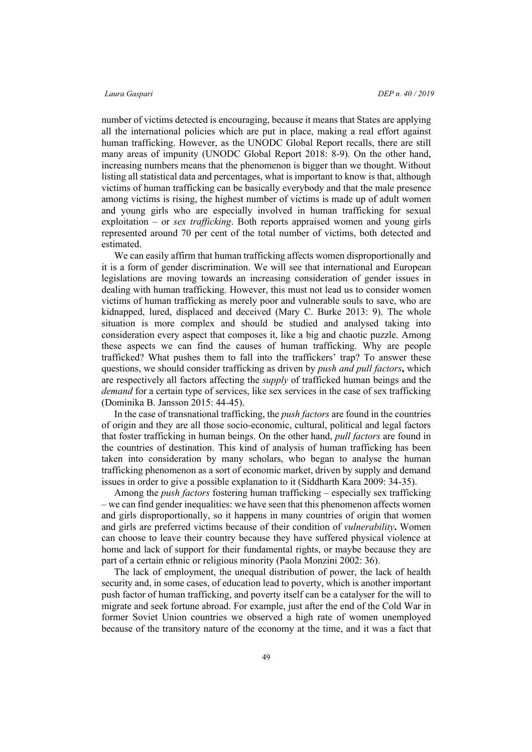number of victims detected is encouraging, because it means that States are applying all the international policies which are put in place, making a real effort against human trafficking. However, as the UNODC Global Report recalls, there are still many areas of impunity (UNODC Global Report 2018: 8-9). On the other hand, increasing numbers means that the phenomenon is bigger than we thought. Without listing all statistical data and percentages, what is important to know is that, although victims of human trafficking can be basically everybody and that the male presence among victims is rising, the highest number of victims is made up of adult women and young girls who are especially involved in human trafficking for sexual exploitation – or *sex trafficking*. Both reports appraised women and young girls represented around 70 per cent of the total number of victims, both detected and estimated.

We can easily affirm that human trafficking affects women disproportionally and it is a form of gender discrimination. We will see that international and European legislations are moving towards an increasing consideration of gender issues in dealing with human trafficking. However, this must not lead us to consider women victims of human trafficking as merely poor and vulnerable souls to save, who are kidnapped, lured, displaced and deceived (Mary C. Burke 2013: 9). The whole situation is more complex and should be studied and analysed taking into consideration every aspect that composes it, like a big and chaotic puzzle. Among these aspects we can find the causes of human trafficking. Why are people trafficked? What pushes them to fall into the traffickers' trap? To answer these questions, we should consider trafficking as driven by *push and pull factors*, which are respectively all factors affecting the *supply* of trafficked human beings and the *demand* for a certain type of services, like sex services in the case of sex trafficking (Dominika B. Jansson 2015: 44-45).

In the case of transnational trafficking, the *push factors* are found in the countries of origin and they are all those socio-economic, cultural, political and legal factors that foster trafficking in human beings. On the other hand, *pull factors* are found in the countries of destination. This kind of analysis of human trafficking has been taken into consideration by many scholars, who began to analyse the human trafficking phenomenon as a sort of economic market, driven by supply and demand issues in order to give a possible explanation to it (Siddharth Kara 2009: 34-35).

Among the *push factors* fostering human trafficking – especially sex trafficking – we can find gender inequalities: we have seen that this phenomenon affects women and girls disproportionally, so it happens in many countries of origin that women and girls are preferred victims because of their condition of *vulnerability*. Women can choose to leave their country because they have suffered physical violence at home and lack of support for their fundamental rights, or maybe because they are part of a certain ethnic or religious minority (Paola Monzini 2002: 36).

The lack of employment, the unequal distribution of power, the lack of health security and, in some cases, of education lead to poverty, which is another important push factor of human trafficking, and poverty itself can be a catalyser for the will to migrate and seek fortune abroad. For example, just after the end of the Cold War in former Soviet Union countries we observed a high rate of women unemployed because of the transitory nature of the economy at the time, and it was a fact that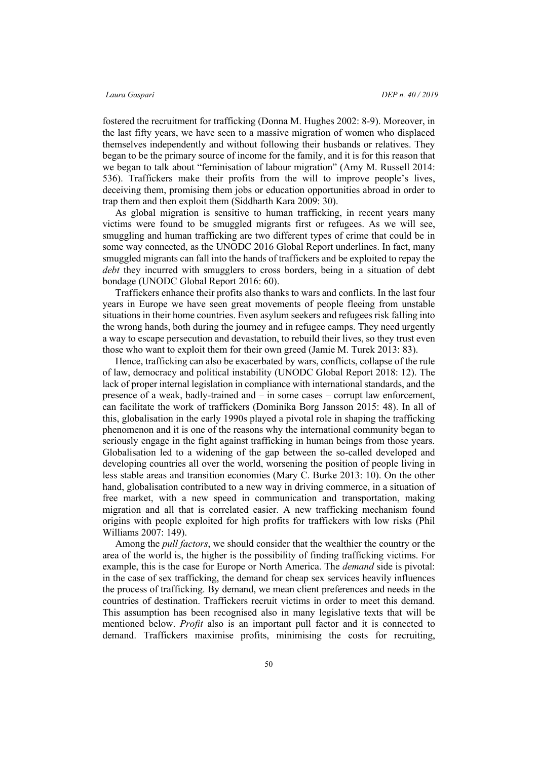fostered the recruitment for trafficking (Donna M. Hughes 2002: 8-9). Moreover, in the last fifty years, we have seen to a massive migration of women who displaced themselves independently and without following their husbands or relatives. They began to be the primary source of income for the family, and it is for this reason that we began to talk about "feminisation of labour migration" (Amy M. Russell 2014: 536). Traffickers make their profits from the will to improve people's lives, deceiving them, promising them jobs or education opportunities abroad in order to trap them and then exploit them (Siddharth Kara 2009: 30).

As global migration is sensitive to human trafficking, in recent years many victims were found to be smuggled migrants first or refugees. As we will see, smuggling and human trafficking are two different types of crime that could be in some way connected, as the UNODC 2016 Global Report underlines. In fact, many smuggled migrants can fall into the hands of traffickers and be exploited to repay the *debt* they incurred with smugglers to cross borders, being in a situation of debt bondage (UNODC Global Report 2016: 60).

Traffickers enhance their profits also thanks to wars and conflicts. In the last four years in Europe we have seen great movements of people fleeing from unstable situations in their home countries. Even asylum seekers and refugees risk falling into the wrong hands, both during the journey and in refugee camps. They need urgently a way to escape persecution and devastation, to rebuild their lives, so they trust even those who want to exploit them for their own greed (Jamie M. Turek 2013: 83).

Hence, trafficking can also be exacerbated by wars, conflicts, collapse of the rule of law, democracy and political instability (UNODC Global Report 2018: 12). The lack of proper internal legislation in compliance with international standards, and the presence of a weak, badly-trained and – in some cases – corrupt law enforcement, can facilitate the work of traffickers (Dominika Borg Jansson 2015: 48). In all of this, globalisation in the early 1990s played a pivotal role in shaping the trafficking phenomenon and it is one of the reasons why the international community began to seriously engage in the fight against trafficking in human beings from those years. Globalisation led to a widening of the gap between the so-called developed and developing countries all over the world, worsening the position of people living in less stable areas and transition economies (Mary C. Burke 2013: 10). On the other hand, globalisation contributed to a new way in driving commerce, in a situation of free market, with a new speed in communication and transportation, making migration and all that is correlated easier. A new trafficking mechanism found origins with people exploited for high profits for traffickers with low risks (Phil Williams 2007: 149).

Among the *pull factors*, we should consider that the wealthier the country or the area of the world is, the higher is the possibility of finding trafficking victims. For example, this is the case for Europe or North America. The *demand* side is pivotal: in the case of sex trafficking, the demand for cheap sex services heavily influences the process of trafficking. By demand, we mean client preferences and needs in the countries of destination. Traffickers recruit victims in order to meet this demand. This assumption has been recognised also in many legislative texts that will be mentioned below. *Profit* also is an important pull factor and it is connected to demand. Traffickers maximise profits, minimising the costs for recruiting,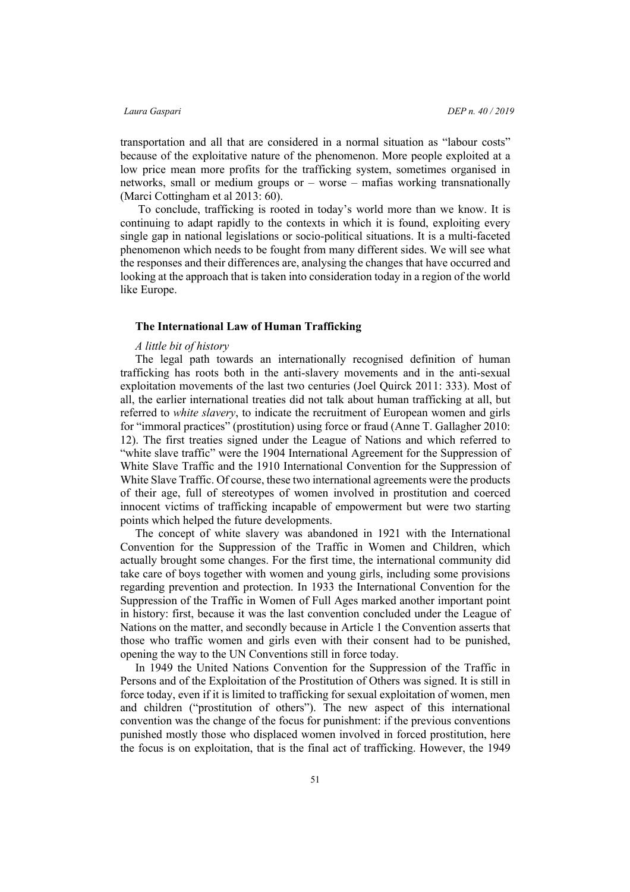transportation and all that are considered in a normal situation as "labour costs" because of the exploitative nature of the phenomenon. More people exploited at a low price mean more profits for the trafficking system, sometimes organised in networks, small or medium groups or – worse – mafias working transnationally (Marci Cottingham et al 2013: 60).

To conclude, trafficking is rooted in today's world more than we know. It is continuing to adapt rapidly to the contexts in which it is found, exploiting every single gap in national legislations or socio-political situations. It is a multi-faceted phenomenon which needs to be fought from many different sides. We will see what the responses and their differences are, analysing the changes that have occurred and looking at the approach that is taken into consideration today in a region of the world like Europe.

## The International Law of Human Trafficking

### *A little bit of history*

The legal path towards an internationally recognised definition of human trafficking has roots both in the anti-slavery movements and in the anti-sexual exploitation movements of the last two centuries (Joel Quirck 2011: 333). Most of all, the earlier international treaties did not talk about human trafficking at all, but referred to *white slavery*, to indicate the recruitment of European women and girls for "immoral practices" (prostitution) using force or fraud (Anne T. Gallagher 2010: 12). The first treaties signed under the League of Nations and which referred to "white slave traffic" were the 1904 International Agreement for the Suppression of White Slave Traffic and the 1910 International Convention for the Suppression of White Slave Traffic. Of course, these two international agreements were the products of their age, full of stereotypes of women involved in prostitution and coerced innocent victims of trafficking incapable of empowerment but were two starting points which helped the future developments.

The concept of white slavery was abandoned in 1921 with the International Convention for the Suppression of the Traffic in Women and Children, which actually brought some changes. For the first time, the international community did take care of boys together with women and young girls, including some provisions regarding prevention and protection. In 1933 the International Convention for the Suppression of the Traffic in Women of Full Ages marked another important point in history: first, because it was the last convention concluded under the League of Nations on the matter, and secondly because in Article 1 the Convention asserts that those who traffic women and girls even with their consent had to be punished, opening the way to the UN Conventions still in force today.

In 1949 the United Nations Convention for the Suppression of the Traffic in Persons and of the Exploitation of the Prostitution of Others was signed. It is still in force today, even if it is limited to trafficking for sexual exploitation of women, men and children ("prostitution of others"). The new aspect of this international convention was the change of the focus for punishment: if the previous conventions punished mostly those who displaced women involved in forced prostitution, here the focus is on exploitation, that is the final act of trafficking. However, the 1949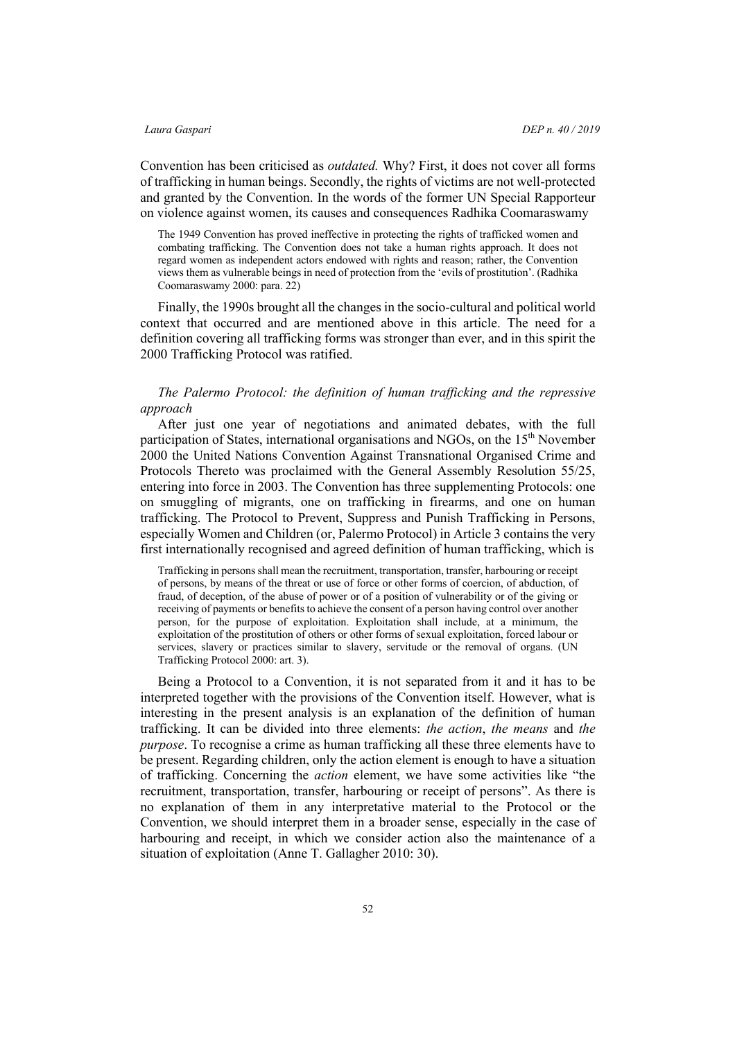Convention has been criticised as *outdated.* Why? First, it does not cover all forms of trafficking in human beings. Secondly, the rights of victims are not well-protected and granted by the Convention. In the words of the former UN Special Rapporteur on violence against women, its causes and consequences Radhika Coomaraswamy

> The 1949 Convention has proved ineffective in protecting the rights of trafficked women and combating trafficking. The Convention does not take a human rights approach. It does not regard women as independent actors endowed with rights and reason; rather, the Convention views them as vulnerable beings in need of protection from the 'evils of prostitution'. (Radhika Coomaraswamy 2000: para. 22)

Finally, the 1990s brought all the changes in the socio-cultural and political world context that occurred and are mentioned above in this article. The need for a definition covering all trafficking forms was stronger than ever, and in this spirit the 2000 Trafficking Protocol was ratified.

*The Palermo Protocol: the definition of human trafficking and the repressive approach*

After just one year of negotiations and animated debates, with the full participation of States, international organisations and NGOs, on the 15th November 2000 the United Nations Convention Against Transnational Organised Crime and Protocols Thereto was proclaimed with the General Assembly Resolution 55/25, entering into force in 2003. The Convention has three supplementing Protocols: one on smuggling of migrants, one on trafficking in firearms, and one on human trafficking. The Protocol to Prevent, Suppress and Punish Trafficking in Persons, especially Women and Children (or, Palermo Protocol) in Article 3 contains the very first internationally recognised and agreed definition of human trafficking, which is

> Trafficking in persons shall mean the recruitment, transportation, transfer, harbouring or receipt of persons, by means of the threat or use of force or other forms of coercion, of abduction, of fraud, of deception, of the abuse of power or of a position of vulnerability or of the giving or receiving of payments or benefits to achieve the consent of a person having control over another person, for the purpose of exploitation. Exploitation shall include, at a minimum, the exploitation of the prostitution of others or other forms of sexual exploitation, forced labour or services, slavery or practices similar to slavery, servitude or the removal of organs. (UN Trafficking Protocol 2000: art. 3).

Being a Protocol to a Convention, it is not separated from it and it has to be interpreted together with the provisions of the Convention itself. However, what is interesting in the present analysis is an explanation of the definition of human trafficking. It can be divided into three elements: *the action*, *the means* and *the purpose*. To recognise a crime as human trafficking all these three elements have to be present. Regarding children, only the action element is enough to have a situation of trafficking. Concerning the *action* element, we have some activities like "the recruitment, transportation, transfer, harbouring or receipt of persons". As there is no explanation of them in any interpretative material to the Protocol or the Convention, we should interpret them in a broader sense, especially in the case of harbouring and receipt, in which we consider action also the maintenance of a situation of exploitation (Anne T. Gallagher 2010: 30).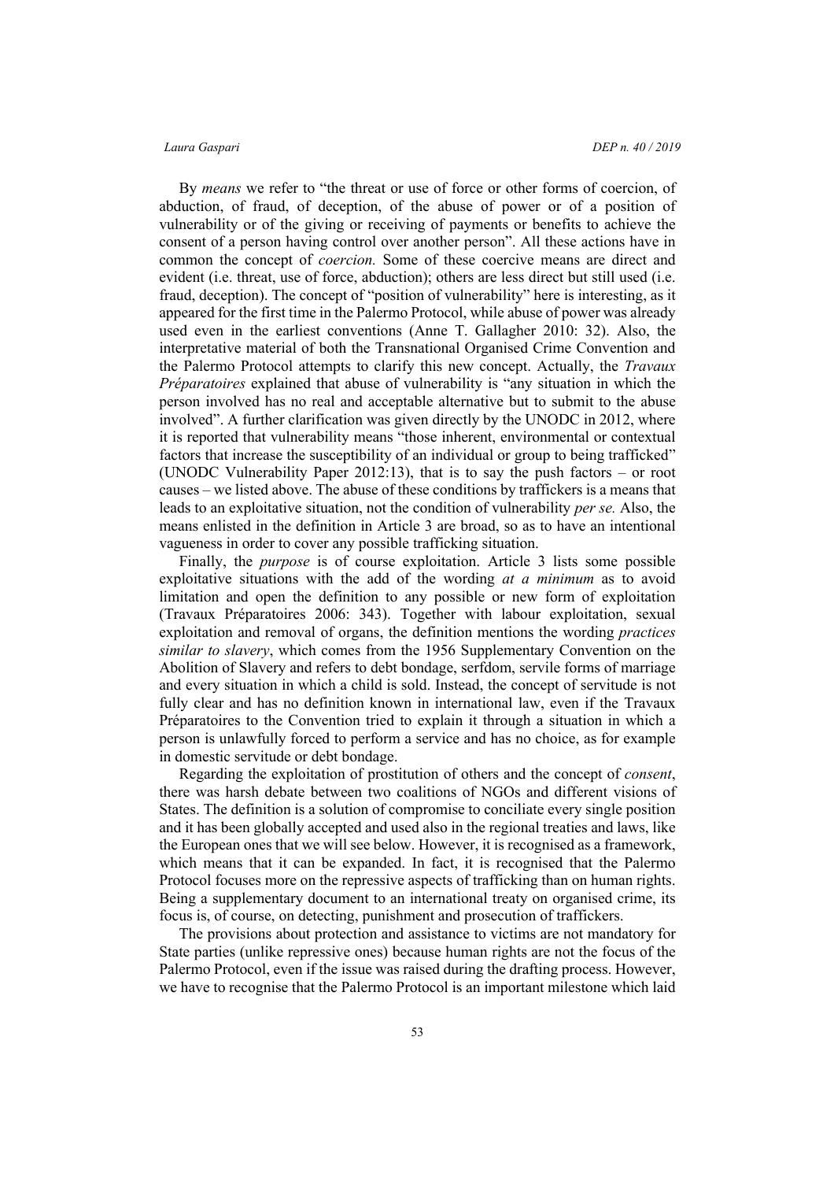By *means* we refer to "the threat or use of force or other forms of coercion, of abduction, of fraud, of deception, of the abuse of power or of a position of vulnerability or of the giving or receiving of payments or benefits to achieve the consent of a person having control over another person". All these actions have in common the concept of *coercion.* Some of these coercive means are direct and evident (i.e. threat, use of force, abduction); others are less direct but still used (i.e. fraud, deception). The concept of "position of vulnerability" here is interesting, as it appeared for the first time in the Palermo Protocol, while abuse of power was already used even in the earliest conventions (Anne T. Gallagher 2010: 32). Also, the interpretative material of both the Transnational Organised Crime Convention and the Palermo Protocol attempts to clarify this new concept. Actually, the *Travaux Préparatoires* explained that abuse of vulnerability is "any situation in which the person involved has no real and acceptable alternative but to submit to the abuse involved". A further clarification was given directly by the UNODC in 2012, where it is reported that vulnerability means "those inherent, environmental or contextual factors that increase the susceptibility of an individual or group to being trafficked" (UNODC Vulnerability Paper 2012:13), that is to say the push factors – or root causes – we listed above. The abuse of these conditions by traffickers is a means that leads to an exploitative situation, not the condition of vulnerability *per se.* Also, the means enlisted in the definition in Article 3 are broad, so as to have an intentional vagueness in order to cover any possible trafficking situation.

Finally, the *purpose* is of course exploitation. Article 3 lists some possible exploitative situations with the add of the wording *at a minimum* as to avoid limitation and open the definition to any possible or new form of exploitation (Travaux Préparatoires 2006: 343). Together with labour exploitation, sexual exploitation and removal of organs, the definition mentions the wording *practices similar to slavery*, which comes from the 1956 Supplementary Convention on the Abolition of Slavery and refers to debt bondage, serfdom, servile forms of marriage and every situation in which a child is sold. Instead, the concept of servitude is not fully clear and has no definition known in international law, even if the Travaux Préparatoires to the Convention tried to explain it through a situation in which a person is unlawfully forced to perform a service and has no choice, as for example in domestic servitude or debt bondage.

Regarding the exploitation of prostitution of others and the concept of *consent*, there was harsh debate between two coalitions of NGOs and different visions of States. The definition is a solution of compromise to conciliate every single position and it has been globally accepted and used also in the regional treaties and laws, like the European ones that we will see below. However, it is recognised as a framework, which means that it can be expanded. In fact, it is recognised that the Palermo Protocol focuses more on the repressive aspects of trafficking than on human rights. Being a supplementary document to an international treaty on organised crime, its focus is, of course, on detecting, punishment and prosecution of traffickers.

The provisions about protection and assistance to victims are not mandatory for State parties (unlike repressive ones) because human rights are not the focus of the Palermo Protocol, even if the issue was raised during the drafting process. However, we have to recognise that the Palermo Protocol is an important milestone which laid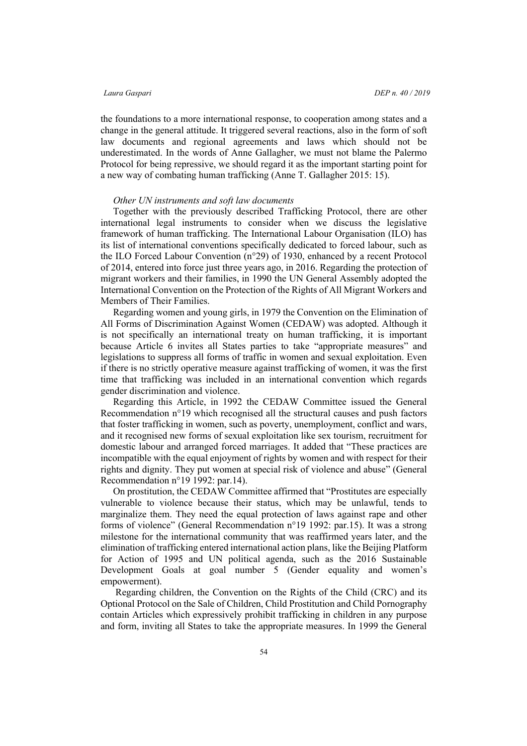the foundations to a more international response, to cooperation among states and a change in the general attitude. It triggered several reactions, also in the form of soft law documents and regional agreements and laws which should not be underestimated. In the words of Anne Gallagher, we must not blame the Palermo Protocol for being repressive, we should regard it as the important starting point for a new way of combating human trafficking (Anne T. Gallagher 2015: 15).

*Other UN instruments and soft law documents*

Together with the previously described Trafficking Protocol, there are other international legal instruments to consider when we discuss the legislative framework of human trafficking. The International Labour Organisation (ILO) has its list of international conventions specifically dedicated to forced labour, such as the ILO Forced Labour Convention (n°29) of 1930, enhanced by a recent Protocol of 2014, entered into force just three years ago, in 2016. Regarding the protection of migrant workers and their families, in 1990 the UN General Assembly adopted the International Convention on the Protection of the Rights of All Migrant Workers and Members of Their Families.

Regarding women and young girls, in 1979 the Convention on the Elimination of All Forms of Discrimination Against Women (CEDAW) was adopted. Although it is not specifically an international treaty on human trafficking, it is important because Article 6 invites all States parties to take "appropriate measures" and legislations to suppress all forms of traffic in women and sexual exploitation. Even if there is no strictly operative measure against trafficking of women, it was the first time that trafficking was included in an international convention which regards gender discrimination and violence.

Regarding this Article, in 1992 the CEDAW Committee issued the General Recommendation n°19 which recognised all the structural causes and push factors that foster trafficking in women, such as poverty, unemployment, conflict and wars, and it recognised new forms of sexual exploitation like sex tourism, recruitment for domestic labour and arranged forced marriages. It added that "These practices are incompatible with the equal enjoyment of rights by women and with respect for their rights and dignity. They put women at special risk of violence and abuse" (General Recommendation n°19 1992: par.14).

On prostitution, the CEDAW Committee affirmed that "Prostitutes are especially vulnerable to violence because their status, which may be unlawful, tends to marginalize them. They need the equal protection of laws against rape and other forms of violence" (General Recommendation n°19 1992: par.15). It was a strong milestone for the international community that was reaffirmed years later, and the elimination of trafficking entered international action plans, like the Beijing Platform for Action of 1995 and UN political agenda, such as the 2016 Sustainable Development Goals at goal number 5 (Gender equality and women's empowerment).

Regarding children, the Convention on the Rights of the Child (CRC) and its Optional Protocol on the Sale of Children, Child Prostitution and Child Pornography contain Articles which expressively prohibit trafficking in children in any purpose and form, inviting all States to take the appropriate measures. In 1999 the General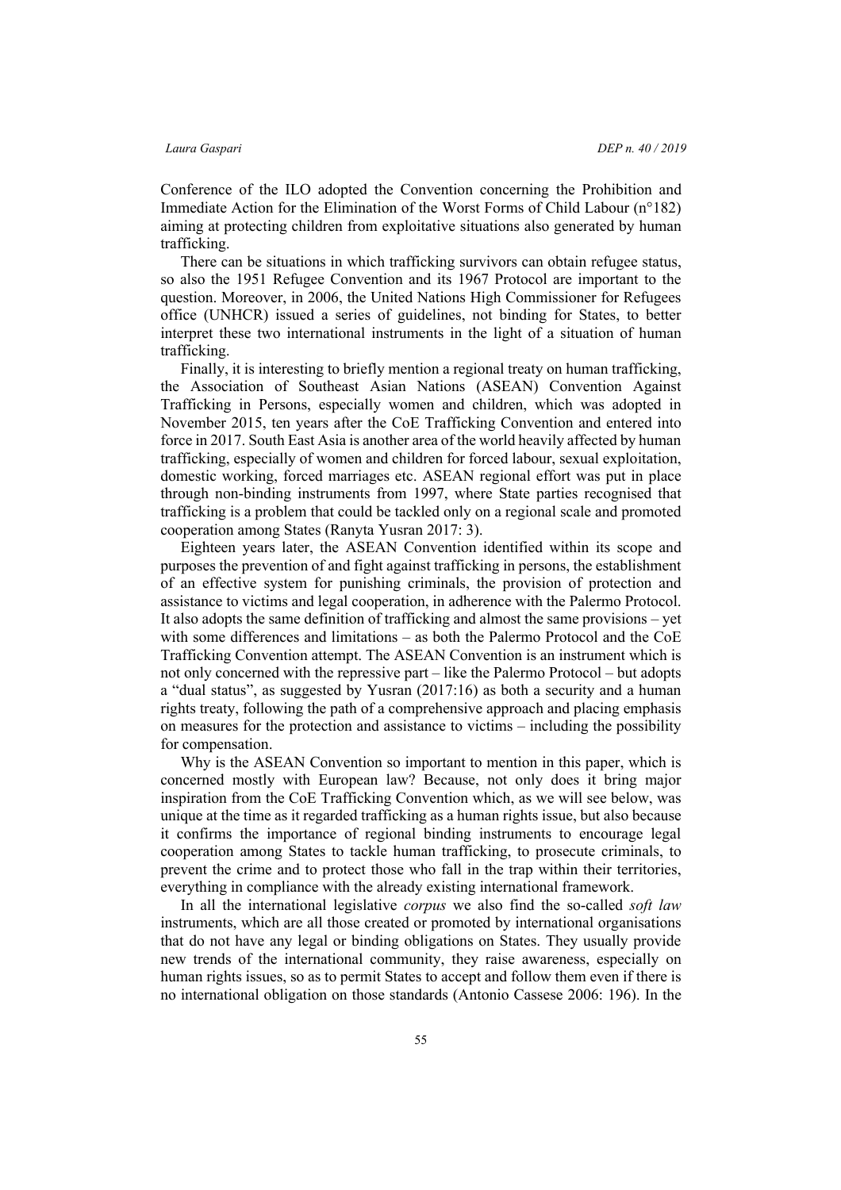Conference of the ILO adopted the Convention concerning the Prohibition and Immediate Action for the Elimination of the Worst Forms of Child Labour (n°182) aiming at protecting children from exploitative situations also generated by human trafficking.

There can be situations in which trafficking survivors can obtain refugee status, so also the 1951 Refugee Convention and its 1967 Protocol are important to the question. Moreover, in 2006, the United Nations High Commissioner for Refugees office (UNHCR) issued a series of guidelines, not binding for States, to better interpret these two international instruments in the light of a situation of human trafficking.

Finally, it is interesting to briefly mention a regional treaty on human trafficking, the Association of Southeast Asian Nations (ASEAN) Convention Against Trafficking in Persons, especially women and children, which was adopted in November 2015, ten years after the CoE Trafficking Convention and entered into force in 2017. South East Asia is another area of the world heavily affected by human trafficking, especially of women and children for forced labour, sexual exploitation, domestic working, forced marriages etc. ASEAN regional effort was put in place through non-binding instruments from 1997, where State parties recognised that trafficking is a problem that could be tackled only on a regional scale and promoted cooperation among States (Ranyta Yusran 2017: 3).

Eighteen years later, the ASEAN Convention identified within its scope and purposes the prevention of and fight against trafficking in persons, the establishment of an effective system for punishing criminals, the provision of protection and assistance to victims and legal cooperation, in adherence with the Palermo Protocol. It also adopts the same definition of trafficking and almost the same provisions – yet with some differences and limitations – as both the Palermo Protocol and the CoE Trafficking Convention attempt. The ASEAN Convention is an instrument which is not only concerned with the repressive part – like the Palermo Protocol – but adopts a "dual status", as suggested by Yusran (2017:16) as both a security and a human rights treaty, following the path of a comprehensive approach and placing emphasis on measures for the protection and assistance to victims – including the possibility for compensation.

Why is the ASEAN Convention so important to mention in this paper, which is concerned mostly with European law? Because, not only does it bring major inspiration from the CoE Trafficking Convention which, as we will see below, was unique at the time as it regarded trafficking as a human rights issue, but also because it confirms the importance of regional binding instruments to encourage legal cooperation among States to tackle human trafficking, to prosecute criminals, to prevent the crime and to protect those who fall in the trap within their territories, everything in compliance with the already existing international framework.

In all the international legislative *corpus* we also find the so-called *soft law* instruments, which are all those created or promoted by international organisations that do not have any legal or binding obligations on States. They usually provide new trends of the international community, they raise awareness, especially on human rights issues, so as to permit States to accept and follow them even if there is no international obligation on those standards (Antonio Cassese 2006: 196). In the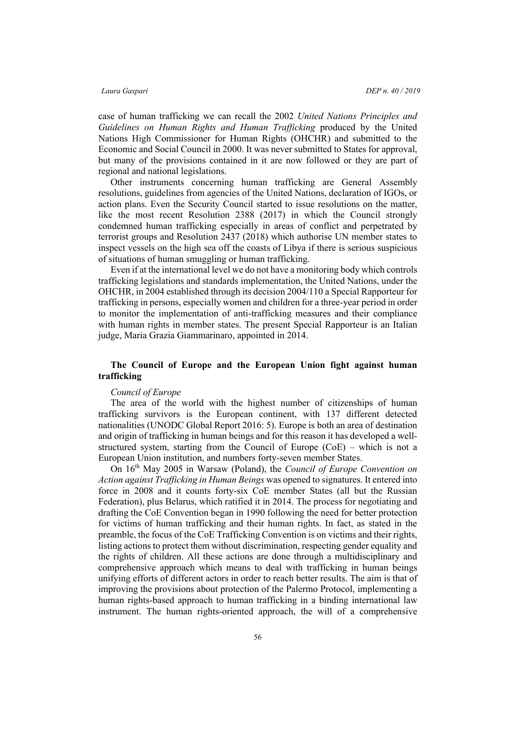case of human trafficking we can recall the 2002 *United Nations Principles and Guidelines on Human Rights and Human Trafficking* produced by the United Nations High Commissioner for Human Rights (OHCHR) and submitted to the Economic and Social Council in 2000. It was never submitted to States for approval, but many of the provisions contained in it are now followed or they are part of regional and national legislations.

Other instruments concerning human trafficking are General Assembly resolutions, guidelines from agencies of the United Nations, declaration of IGOs, or action plans. Even the Security Council started to issue resolutions on the matter, like the most recent Resolution 2388 (2017) in which the Council strongly condemned human trafficking especially in areas of conflict and perpetrated by terrorist groups and Resolution 2437 (2018) which authorise UN member states to inspect vessels on the high sea off the coasts of Libya if there is serious suspicious of situations of human smuggling or human trafficking.

Even if at the international level we do not have a monitoring body which controls trafficking legislations and standards implementation, the United Nations, under the OHCHR, in 2004 established through its decision 2004/110 a Special Rapporteur for trafficking in persons, especially women and children for a three-year period in order to monitor the implementation of anti-trafficking measures and their compliance with human rights in member states. The present Special Rapporteur is an Italian judge, Maria Grazia Giammarinaro, appointed in 2014.

## The Council of Europe and the European Union fight against human trafficking

### *Council of Europe*

The area of the world with the highest number of citizenships of human trafficking survivors is the European continent, with 137 different detected nationalities (UNODC Global Report 2016: 5). Europe is both an area of destination and origin of trafficking in human beings and for this reason it has developed a well-structured system, starting from the Council of Europe (CoE) – which is not a European Union institution, and numbers forty-seven member States.

On 16th May 2005 in Warsaw (Poland), the *Council of Europe Convention on Action against Trafficking in Human Beings* was opened to signatures. It entered into force in 2008 and it counts forty-six CoE member States (all but the Russian Federation), plus Belarus, which ratified it in 2014. The process for negotiating and drafting the CoE Convention began in 1990 following the need for better protection for victims of human trafficking and their human rights. In fact, as stated in the preamble, the focus of the CoE Trafficking Convention is on victims and their rights, listing actions to protect them without discrimination, respecting gender equality and the rights of children. All these actions are done through a multidisciplinary and comprehensive approach which means to deal with trafficking in human beings unifying efforts of different actors in order to reach better results. The aim is that of improving the provisions about protection of the Palermo Protocol, implementing a human rights-based approach to human trafficking in a binding international law instrument. The human rights-oriented approach, the will of a comprehensive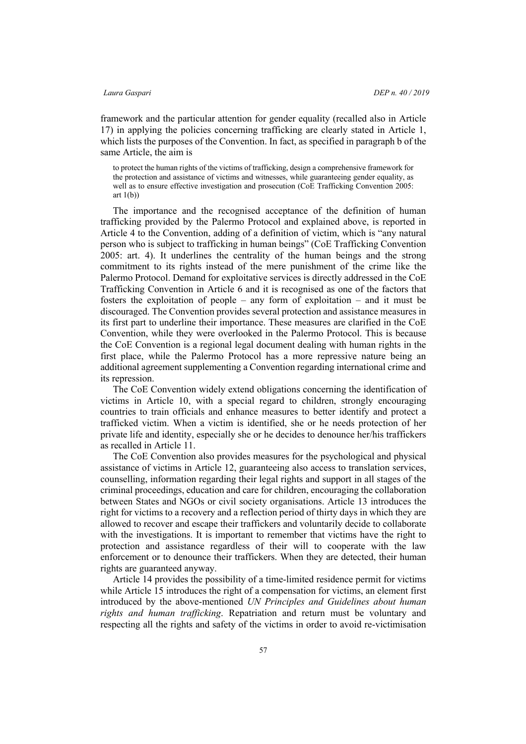framework and the particular attention for gender equality (recalled also in Article 17) in applying the policies concerning trafficking are clearly stated in Article 1, which lists the purposes of the Convention. In fact, as specified in paragraph b of the same Article, the aim is

> to protect the human rights of the victims of trafficking, design a comprehensive framework for the protection and assistance of victims and witnesses, while guaranteeing gender equality, as well as to ensure effective investigation and prosecution (CoE Trafficking Convention 2005: art 1(b))

The importance and the recognised acceptance of the definition of human trafficking provided by the Palermo Protocol and explained above, is reported in Article 4 to the Convention, adding of a definition of victim, which is "any natural person who is subject to trafficking in human beings" (CoE Trafficking Convention 2005: art. 4). It underlines the centrality of the human beings and the strong commitment to its rights instead of the mere punishment of the crime like the Palermo Protocol. Demand for exploitative services is directly addressed in the CoE Trafficking Convention in Article 6 and it is recognised as one of the factors that fosters the exploitation of people – any form of exploitation – and it must be discouraged. The Convention provides several protection and assistance measures in its first part to underline their importance. These measures are clarified in the CoE Convention, while they were overlooked in the Palermo Protocol. This is because the CoE Convention is a regional legal document dealing with human rights in the first place, while the Palermo Protocol has a more repressive nature being an additional agreement supplementing a Convention regarding international crime and its repression.

The CoE Convention widely extend obligations concerning the identification of victims in Article 10, with a special regard to children, strongly encouraging countries to train officials and enhance measures to better identify and protect a trafficked victim. When a victim is identified, she or he needs protection of her private life and identity, especially she or he decides to denounce her/his traffickers as recalled in Article 11.

The CoE Convention also provides measures for the psychological and physical assistance of victims in Article 12, guaranteeing also access to translation services, counselling, information regarding their legal rights and support in all stages of the criminal proceedings, education and care for children, encouraging the collaboration between States and NGOs or civil society organisations. Article 13 introduces the right for victims to a recovery and a reflection period of thirty days in which they are allowed to recover and escape their traffickers and voluntarily decide to collaborate with the investigations. It is important to remember that victims have the right to protection and assistance regardless of their will to cooperate with the law enforcement or to denounce their traffickers. When they are detected, their human rights are guaranteed anyway.

Article 14 provides the possibility of a time-limited residence permit for victims while Article 15 introduces the right of a compensation for victims, an element first introduced by the above-mentioned *UN Principles and Guidelines about human rights and human trafficking*. Repatriation and return must be voluntary and respecting all the rights and safety of the victims in order to avoid re-victimisation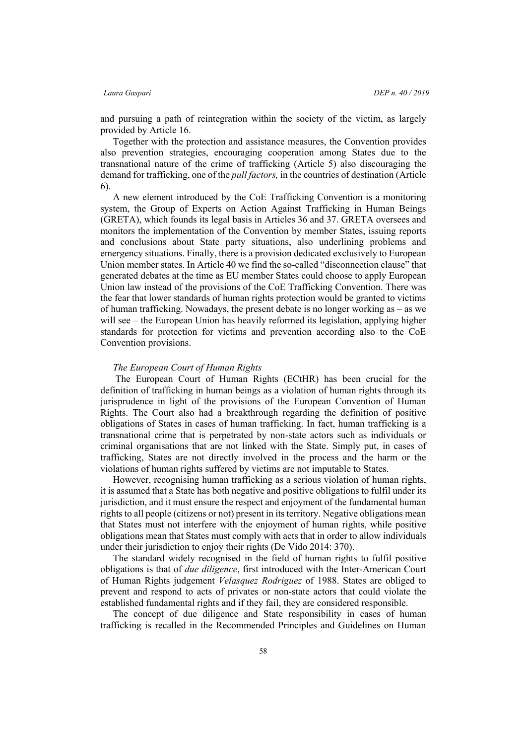and pursuing a path of reintegration within the society of the victim, as largely provided by Article 16.

Together with the protection and assistance measures, the Convention provides also prevention strategies, encouraging cooperation among States due to the transnational nature of the crime of trafficking (Article 5) also discouraging the demand for trafficking, one of the *pull factors,* in the countries of destination (Article 6).

A new element introduced by the CoE Trafficking Convention is a monitoring system, the Group of Experts on Action Against Trafficking in Human Beings (GRETA), which founds its legal basis in Articles 36 and 37. GRETA oversees and monitors the implementation of the Convention by member States, issuing reports and conclusions about State party situations, also underlining problems and emergency situations. Finally, there is a provision dedicated exclusively to European Union member states. In Article 40 we find the so-called "disconnection clause" that generated debates at the time as EU member States could choose to apply European Union law instead of the provisions of the CoE Trafficking Convention. There was the fear that lower standards of human rights protection would be granted to victims of human trafficking. Nowadays, the present debate is no longer working as – as we will see – the European Union has heavily reformed its legislation, applying higher standards for protection for victims and prevention according also to the CoE Convention provisions.

*The European Court of Human Rights*

The European Court of Human Rights (ECtHR) has been crucial for the definition of trafficking in human beings as a violation of human rights through its jurisprudence in light of the provisions of the European Convention of Human Rights. The Court also had a breakthrough regarding the definition of positive obligations of States in cases of human trafficking. In fact, human trafficking is a transnational crime that is perpetrated by non-state actors such as individuals or criminal organisations that are not linked with the State. Simply put, in cases of trafficking, States are not directly involved in the process and the harm or the violations of human rights suffered by victims are not imputable to States.

However, recognising human trafficking as a serious violation of human rights, it is assumed that a State has both negative and positive obligations to fulfil under its jurisdiction, and it must ensure the respect and enjoyment of the fundamental human rights to all people (citizens or not) present in its territory. Negative obligations mean that States must not interfere with the enjoyment of human rights, while positive obligations mean that States must comply with acts that in order to allow individuals under their jurisdiction to enjoy their rights (De Vido 2014: 370).

The standard widely recognised in the field of human rights to fulfil positive obligations is that of *due diligence*, first introduced with the Inter-American Court of Human Rights judgement *Velasquez Rodriguez* of 1988. States are obliged to prevent and respond to acts of privates or non-state actors that could violate the established fundamental rights and if they fail, they are considered responsible.

The concept of due diligence and State responsibility in cases of human trafficking is recalled in the Recommended Principles and Guidelines on Human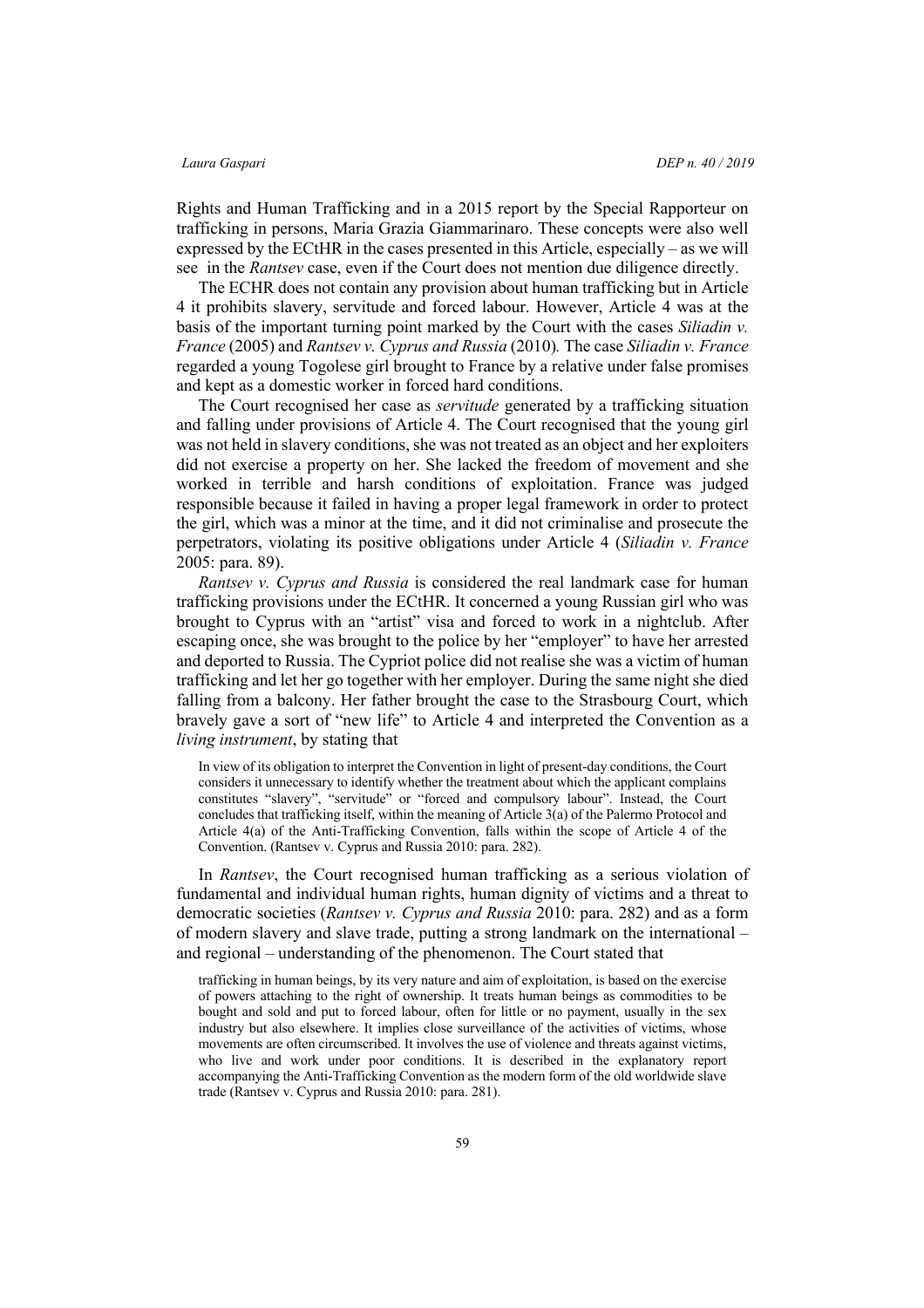Rights and Human Trafficking and in a 2015 report by the Special Rapporteur on trafficking in persons, Maria Grazia Giammarinaro. These concepts were also well expressed by the ECtHR in the cases presented in this Article, especially – as we will see in the *Rantsev* case, even if the Court does not mention due diligence directly.

The ECHR does not contain any provision about human trafficking but in Article 4 it prohibits slavery, servitude and forced labour. However, Article 4 was at the basis of the important turning point marked by the Court with the cases *Siliadin v. France* (2005) and *Rantsev v. Cyprus and Russia* (2010). The case *Siliadin v. France* regarded a young Togolese girl brought to France by a relative under false promises and kept as a domestic worker in forced hard conditions.

The Court recognised her case as *servitude* generated by a trafficking situation and falling under provisions of Article 4. The Court recognised that the young girl was not held in slavery conditions, she was not treated as an object and her exploiters did not exercise a property on her. She lacked the freedom of movement and she worked in terrible and harsh conditions of exploitation. France was judged responsible because it failed in having a proper legal framework in order to protect the girl, which was a minor at the time, and it did not criminalise and prosecute the perpetrators, violating its positive obligations under Article 4 (*Siliadin v. France* 2005: para. 89).

*Rantsev v. Cyprus and Russia* is considered the real landmark case for human trafficking provisions under the ECtHR. It concerned a young Russian girl who was brought to Cyprus with an "artist" visa and forced to work in a nightclub. After escaping once, she was brought to the police by her "employer" to have her arrested and deported to Russia. The Cypriot police did not realise she was a victim of human trafficking and let her go together with her employer. During the same night she died falling from a balcony. Her father brought the case to the Strasbourg Court, which bravely gave a sort of "new life" to Article 4 and interpreted the Convention as a *living instrument*, by stating that

> In view of its obligation to interpret the Convention in light of present-day conditions, the Court considers it unnecessary to identify whether the treatment about which the applicant complains constitutes "slavery", "servitude" or "forced and compulsory labour". Instead, the Court concludes that trafficking itself, within the meaning of Article 3(a) of the Palermo Protocol and Article 4(a) of the Anti-Trafficking Convention, falls within the scope of Article 4 of the Convention. (Rantsev v. Cyprus and Russia 2010: para. 282).

In *Rantsev*, the Court recognised human trafficking as a serious violation of fundamental and individual human rights, human dignity of victims and a threat to democratic societies (*Rantsev v. Cyprus and Russia* 2010: para. 282) and as a form of modern slavery and slave trade, putting a strong landmark on the international – and regional – understanding of the phenomenon. The Court stated that

> trafficking in human beings, by its very nature and aim of exploitation, is based on the exercise of powers attaching to the right of ownership. It treats human beings as commodities to be bought and sold and put to forced labour, often for little or no payment, usually in the sex industry but also elsewhere. It implies close surveillance of the activities of victims, whose movements are often circumscribed. It involves the use of violence and threats against victims, who live and work under poor conditions. It is described in the explanatory report accompanying the Anti-Trafficking Convention as the modern form of the old worldwide slave trade (Rantsev v. Cyprus and Russia 2010: para. 281).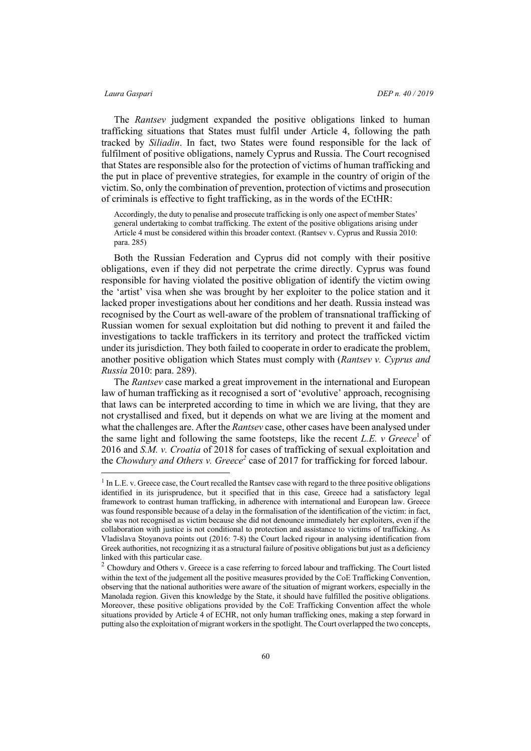The *Rantsev* judgment expanded the positive obligations linked to human trafficking situations that States must fulfil under Article 4, following the path tracked by *Siliadin*. In fact, two States were found responsible for the lack of fulfilment of positive obligations, namely Cyprus and Russia. The Court recognised that States are responsible also for the protection of victims of human trafficking and the put in place of preventive strategies, for example in the country of origin of the victim. So, only the combination of prevention, protection of victims and prosecution of criminals is effective to fight trafficking, as in the words of the ECtHR:

> Accordingly, the duty to penalise and prosecute trafficking is only one aspect of member States' general undertaking to combat trafficking. The extent of the positive obligations arising under Article 4 must be considered within this broader context. (Rantsev v. Cyprus and Russia 2010: para. 285)

Both the Russian Federation and Cyprus did not comply with their positive obligations, even if they did not perpetrate the crime directly. Cyprus was found responsible for having violated the positive obligation of identify the victim owing the 'artist' visa when she was brought by her exploiter to the police station and it lacked proper investigations about her conditions and her death. Russia instead was recognised by the Court as well-aware of the problem of transnational trafficking of Russian women for sexual exploitation but did nothing to prevent it and failed the investigations to tackle traffickers in its territory and protect the trafficked victim under its jurisdiction. They both failed to cooperate in order to eradicate the problem, another positive obligation which States must comply with (*Rantsev v. Cyprus and Russia* 2010: para. 289).

The *Rantsev* case marked a great improvement in the international and European law of human trafficking as it recognised a sort of 'evolutive' approach, recognising that laws can be interpreted according to time in which we are living, that they are not crystallised and fixed, but it depends on what we are living at the moment and what the challenges are. After the *Rantsev* case, other cases have been analysed under the same light and following the same footsteps, like the recent *L.E. v Greece*[1] of 2016 and *S.M. v. Croatia* of 2018 for cases of trafficking of sexual exploitation and the *Chowdury and Others v. Greece*[2] case of 2017 for trafficking for forced labour.

---

[1] In L.E. v. Greece case, the Court recalled the Rantsev case with regard to the three positive obligations identified in its jurisprudence, but it specified that in this case, Greece had a satisfactory legal framework to contrast human trafficking, in adherence with international and European law. Greece was found responsible because of a delay in the formalisation of the identification of the victim: in fact, she was not recognised as victim because she did not denounce immediately her exploiters, even if the collaboration with justice is not conditional to protection and assistance to victims of trafficking. As Vladislava Stoyanova points out (2016: 7-8) the Court lacked rigour in analysing identification from Greek authorities, not recognizing it as a structural failure of positive obligations but just as a deficiency linked with this particular case.

[2] Chowdury and Others v. Greece is a case referring to forced labour and trafficking. The Court listed within the text of the judgement all the positive measures provided by the CoE Trafficking Convention, observing that the national authorities were aware of the situation of migrant workers, especially in the Manolada region. Given this knowledge by the State, it should have fulfilled the positive obligations. Moreover, these positive obligations provided by the CoE Trafficking Convention affect the whole situations provided by Article 4 of ECHR, not only human trafficking ones, making a step forward in putting also the exploitation of migrant workers in the spotlight. The Court overlapped the two concepts,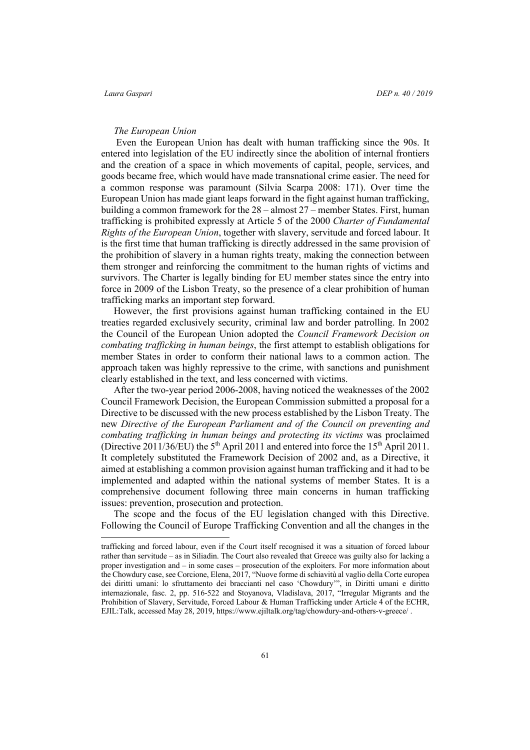*The European Union*

Even the European Union has dealt with human trafficking since the 90s. It entered into legislation of the EU indirectly since the abolition of internal frontiers and the creation of a space in which movements of capital, people, services, and goods became free, which would have made transnational crime easier. The need for a common response was paramount (Silvia Scarpa 2008: 171). Over time the European Union has made giant leaps forward in the fight against human trafficking, building a common framework for the 28 – almost 27 – member States. First, human trafficking is prohibited expressly at Article 5 of the 2000 *Charter of Fundamental Rights of the European Union*, together with slavery, servitude and forced labour. It is the first time that human trafficking is directly addressed in the same provision of the prohibition of slavery in a human rights treaty, making the connection between them stronger and reinforcing the commitment to the human rights of victims and survivors. The Charter is legally binding for EU member states since the entry into force in 2009 of the Lisbon Treaty, so the presence of a clear prohibition of human trafficking marks an important step forward.

However, the first provisions against human trafficking contained in the EU treaties regarded exclusively security, criminal law and border patrolling. In 2002 the Council of the European Union adopted the *Council Framework Decision on combating trafficking in human beings*, the first attempt to establish obligations for member States in order to conform their national laws to a common action. The approach taken was highly repressive to the crime, with sanctions and punishment clearly established in the text, and less concerned with victims.

After the two-year period 2006-2008, having noticed the weaknesses of the 2002 Council Framework Decision, the European Commission submitted a proposal for a Directive to be discussed with the new process established by the Lisbon Treaty. The new *Directive of the European Parliament and of the Council on preventing and combating trafficking in human beings and protecting its victims* was proclaimed (Directive 2011/36/EU) the 5th April 2011 and entered into force the 15th April 2011. It completely substituted the Framework Decision of 2002 and, as a Directive, it aimed at establishing a common provision against human trafficking and it had to be implemented and adapted within the national systems of member States. It is a comprehensive document following three main concerns in human trafficking issues: prevention, prosecution and protection.

The scope and the focus of the EU legislation changed with this Directive. Following the Council of Europe Trafficking Convention and all the changes in the

---

trafficking and forced labour, even if the Court itself recognised it was a situation of forced labour rather than servitude – as in Siliadin. The Court also revealed that Greece was guilty also for lacking a proper investigation and – in some cases – prosecution of the exploiters. For more information about the Chowdury case, see Corcione, Elena, 2017, "Nuove forme di schiavitù al vaglio della Corte europea dei diritti umani: lo sfruttamento dei braccianti nel caso 'Chowdury'", in Diritti umani e diritto internazionale, fasc. 2, pp. 516-522 and Stoyanova, Vladislava, 2017, "Irregular Migrants and the Prohibition of Slavery, Servitude, Forced Labour & Human Trafficking under Article 4 of the ECHR, EJIL:Talk, accessed May 28, 2019, https://www.ejiltalk.org/tag/chowdury-and-others-v-greece/ .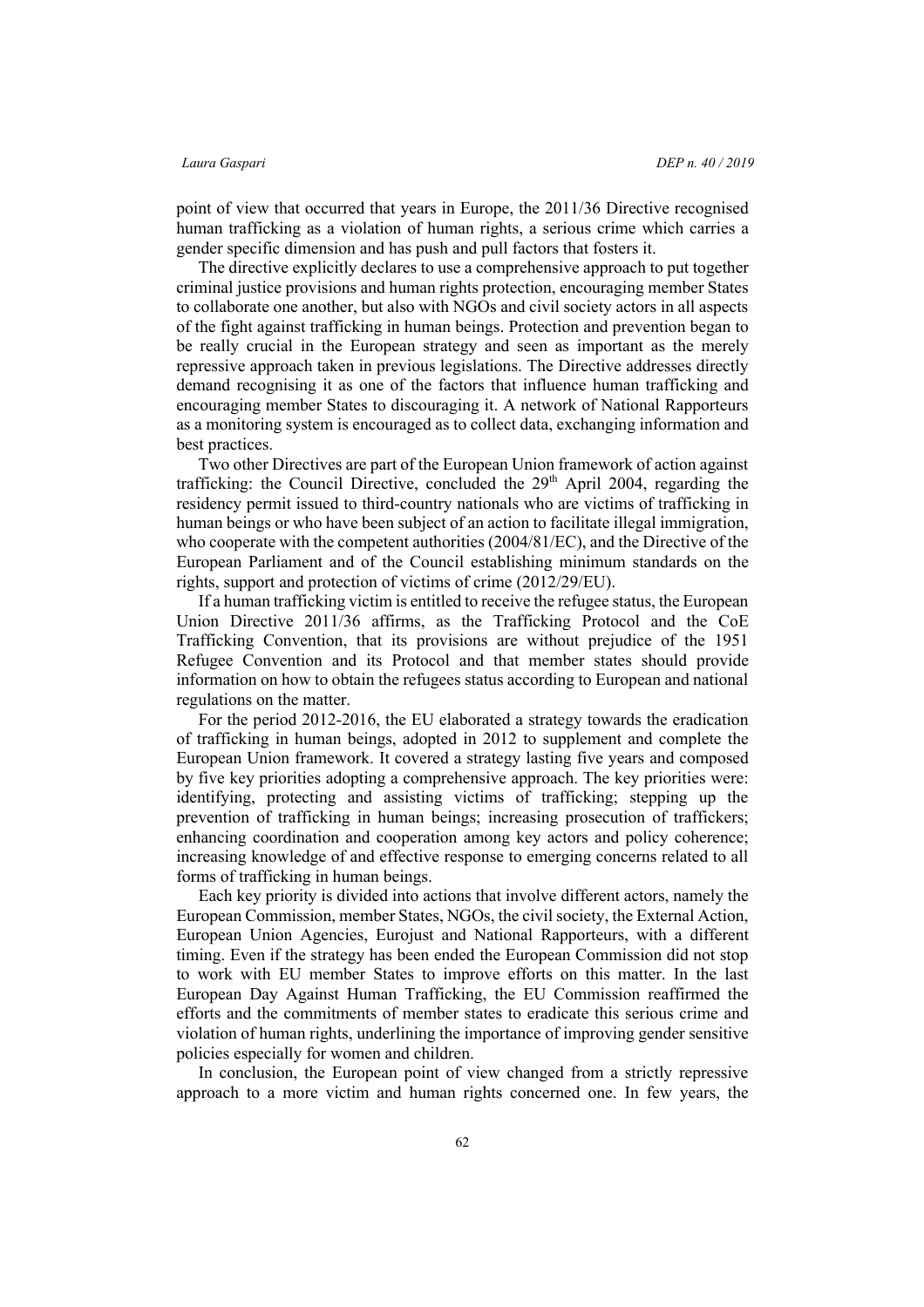point of view that occurred that years in Europe, the 2011/36 Directive recognised human trafficking as a violation of human rights, a serious crime which carries a gender specific dimension and has push and pull factors that fosters it.

The directive explicitly declares to use a comprehensive approach to put together criminal justice provisions and human rights protection, encouraging member States to collaborate one another, but also with NGOs and civil society actors in all aspects of the fight against trafficking in human beings. Protection and prevention began to be really crucial in the European strategy and seen as important as the merely repressive approach taken in previous legislations. The Directive addresses directly demand recognising it as one of the factors that influence human trafficking and encouraging member States to discouraging it. A network of National Rapporteurs as a monitoring system is encouraged as to collect data, exchanging information and best practices.

Two other Directives are part of the European Union framework of action against trafficking: the Council Directive, concluded the 29th April 2004, regarding the residency permit issued to third-country nationals who are victims of trafficking in human beings or who have been subject of an action to facilitate illegal immigration, who cooperate with the competent authorities (2004/81/EC), and the Directive of the European Parliament and of the Council establishing minimum standards on the rights, support and protection of victims of crime (2012/29/EU).

If a human trafficking victim is entitled to receive the refugee status, the European Union Directive 2011/36 affirms, as the Trafficking Protocol and the CoE Trafficking Convention, that its provisions are without prejudice of the 1951 Refugee Convention and its Protocol and that member states should provide information on how to obtain the refugees status according to European and national regulations on the matter.

For the period 2012-2016, the EU elaborated a strategy towards the eradication of trafficking in human beings, adopted in 2012 to supplement and complete the European Union framework. It covered a strategy lasting five years and composed by five key priorities adopting a comprehensive approach. The key priorities were: identifying, protecting and assisting victims of trafficking; stepping up the prevention of trafficking in human beings; increasing prosecution of traffickers; enhancing coordination and cooperation among key actors and policy coherence; increasing knowledge of and effective response to emerging concerns related to all forms of trafficking in human beings.

Each key priority is divided into actions that involve different actors, namely the European Commission, member States, NGOs, the civil society, the External Action, European Union Agencies, Eurojust and National Rapporteurs, with a different timing. Even if the strategy has been ended the European Commission did not stop to work with EU member States to improve efforts on this matter. In the last European Day Against Human Trafficking, the EU Commission reaffirmed the efforts and the commitments of member states to eradicate this serious crime and violation of human rights, underlining the importance of improving gender sensitive policies especially for women and children.

In conclusion, the European point of view changed from a strictly repressive approach to a more victim and human rights concerned one. In few years, the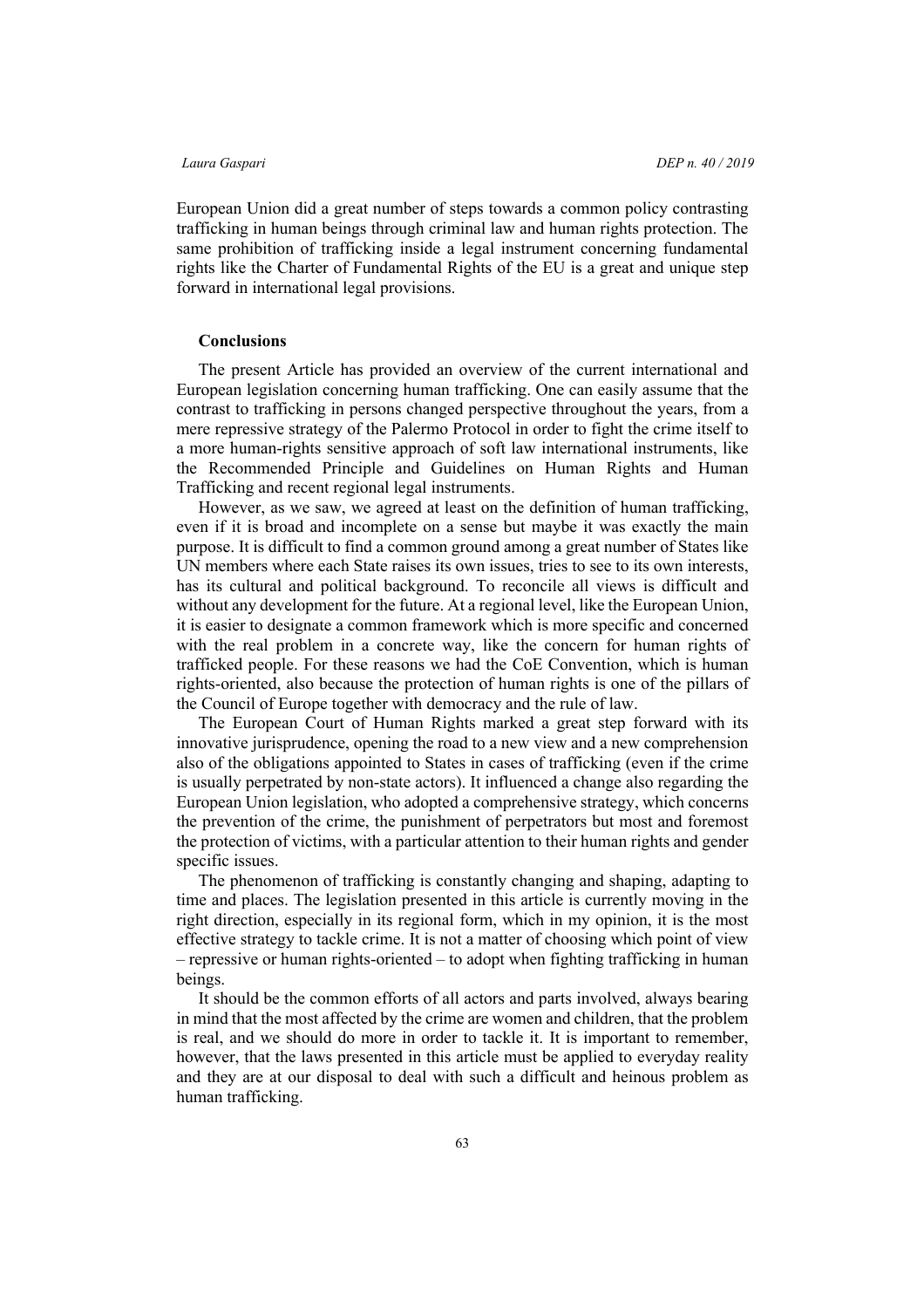European Union did a great number of steps towards a common policy contrasting trafficking in human beings through criminal law and human rights protection. The same prohibition of trafficking inside a legal instrument concerning fundamental rights like the Charter of Fundamental Rights of the EU is a great and unique step forward in international legal provisions.

## Conclusions

The present Article has provided an overview of the current international and European legislation concerning human trafficking. One can easily assume that the contrast to trafficking in persons changed perspective throughout the years, from a mere repressive strategy of the Palermo Protocol in order to fight the crime itself to a more human-rights sensitive approach of soft law international instruments, like the Recommended Principle and Guidelines on Human Rights and Human Trafficking and recent regional legal instruments.

However, as we saw, we agreed at least on the definition of human trafficking, even if it is broad and incomplete on a sense but maybe it was exactly the main purpose. It is difficult to find a common ground among a great number of States like UN members where each State raises its own issues, tries to see to its own interests, has its cultural and political background. To reconcile all views is difficult and without any development for the future. At a regional level, like the European Union, it is easier to designate a common framework which is more specific and concerned with the real problem in a concrete way, like the concern for human rights of trafficked people. For these reasons we had the CoE Convention, which is human rights-oriented, also because the protection of human rights is one of the pillars of the Council of Europe together with democracy and the rule of law.

The European Court of Human Rights marked a great step forward with its innovative jurisprudence, opening the road to a new view and a new comprehension also of the obligations appointed to States in cases of trafficking (even if the crime is usually perpetrated by non-state actors). It influenced a change also regarding the European Union legislation, who adopted a comprehensive strategy, which concerns the prevention of the crime, the punishment of perpetrators but most and foremost the protection of victims, with a particular attention to their human rights and gender specific issues.

The phenomenon of trafficking is constantly changing and shaping, adapting to time and places. The legislation presented in this article is currently moving in the right direction, especially in its regional form, which in my opinion, it is the most effective strategy to tackle crime. It is not a matter of choosing which point of view – repressive or human rights-oriented – to adopt when fighting trafficking in human beings.

It should be the common efforts of all actors and parts involved, always bearing in mind that the most affected by the crime are women and children, that the problem is real, and we should do more in order to tackle it. It is important to remember, however, that the laws presented in this article must be applied to everyday reality and they are at our disposal to deal with such a difficult and heinous problem as human trafficking.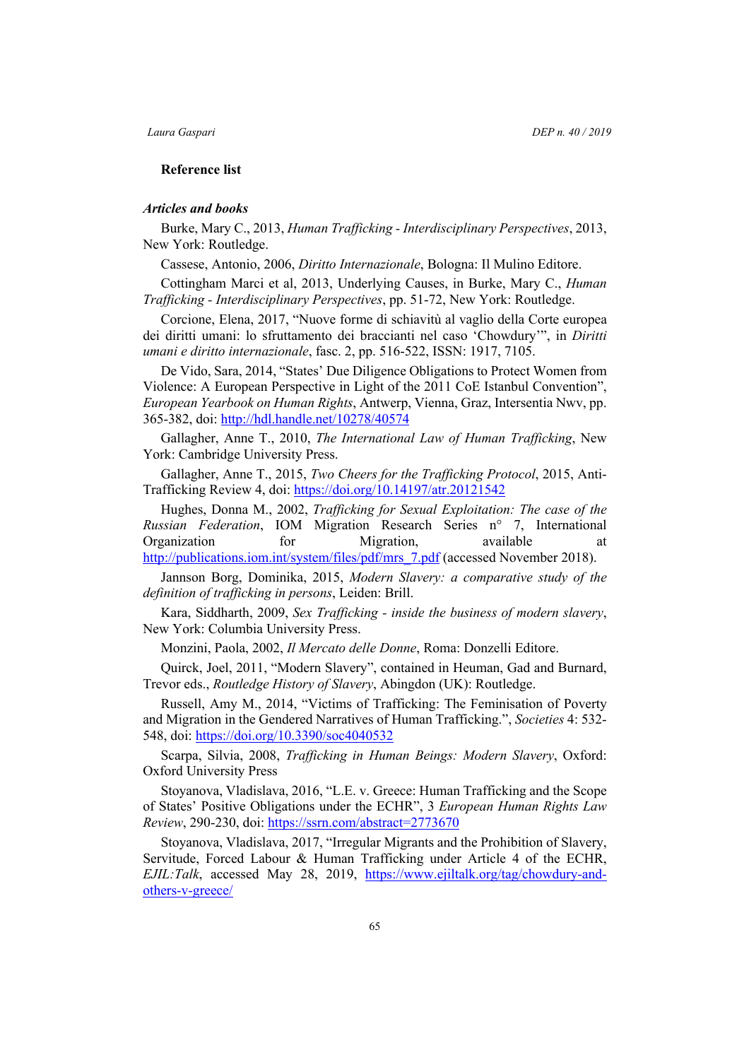**Reference list**

***Articles and books***

Burke, Mary C., 2013, *Human Trafficking - Interdisciplinary Perspectives*, 2013, New York: Routledge.

Cassese, Antonio, 2006, *Diritto Internazionale*, Bologna: Il Mulino Editore.

Cottingham Marci et al, 2013, Underlying Causes, in Burke, Mary C., *Human Trafficking - Interdisciplinary Perspectives*, pp. 51-72, New York: Routledge.

Corcione, Elena, 2017, "Nuove forme di schiavitù al vaglio della Corte europea dei diritti umani: lo sfruttamento dei braccianti nel caso 'Chowdury'", in *Diritti umani e diritto internazionale*, fasc. 2, pp. 516-522, ISSN: 1917, 7105.

De Vido, Sara, 2014, "States' Due Diligence Obligations to Protect Women from Violence: A European Perspective in Light of the 2011 CoE Istanbul Convention", *European Yearbook on Human Rights*, Antwerp, Vienna, Graz, Intersentia Nwv, pp. 365-382, doi: http://hdl.handle.net/10278/40574

Gallagher, Anne T., 2010, *The International Law of Human Trafficking*, New York: Cambridge University Press.

Gallagher, Anne T., 2015, *Two Cheers for the Trafficking Protocol*, 2015, Anti-Trafficking Review 4, doi: https://doi.org/10.14197/atr.20121542

Hughes, Donna M., 2002, *Trafficking for Sexual Exploitation: The case of the Russian Federation*, IOM Migration Research Series n° 7, International Organization for Migration, available at http://publications.iom.int/system/files/pdf/mrs_7.pdf (accessed November 2018).

Jannson Borg, Dominika, 2015, *Modern Slavery: a comparative study of the definition of trafficking in persons*, Leiden: Brill.

Kara, Siddharth, 2009, *Sex Trafficking - inside the business of modern slavery*, New York: Columbia University Press.

Monzini, Paola, 2002, *Il Mercato delle Donne*, Roma: Donzelli Editore.

Quirck, Joel, 2011, "Modern Slavery", contained in Heuman, Gad and Burnard, Trevor eds., *Routledge History of Slavery*, Abingdon (UK): Routledge.

Russell, Amy M., 2014, "Victims of Trafficking: The Feminisation of Poverty and Migration in the Gendered Narratives of Human Trafficking.", *Societies* 4: 532-548, doi: https://doi.org/10.3390/soc4040532

Scarpa, Silvia, 2008, *Trafficking in Human Beings: Modern Slavery*, Oxford: Oxford University Press

Stoyanova, Vladislava, 2016, "L.E. v. Greece: Human Trafficking and the Scope of States' Positive Obligations under the ECHR", 3 *European Human Rights Law Review*, 290-230, doi: https://ssrn.com/abstract=2773670

Stoyanova, Vladislava, 2017, "Irregular Migrants and the Prohibition of Slavery, Servitude, Forced Labour & Human Trafficking under Article 4 of the ECHR, *EJIL:Talk*, accessed May 28, 2019, https://www.ejiltalk.org/tag/chowdury-and-others-v-greece/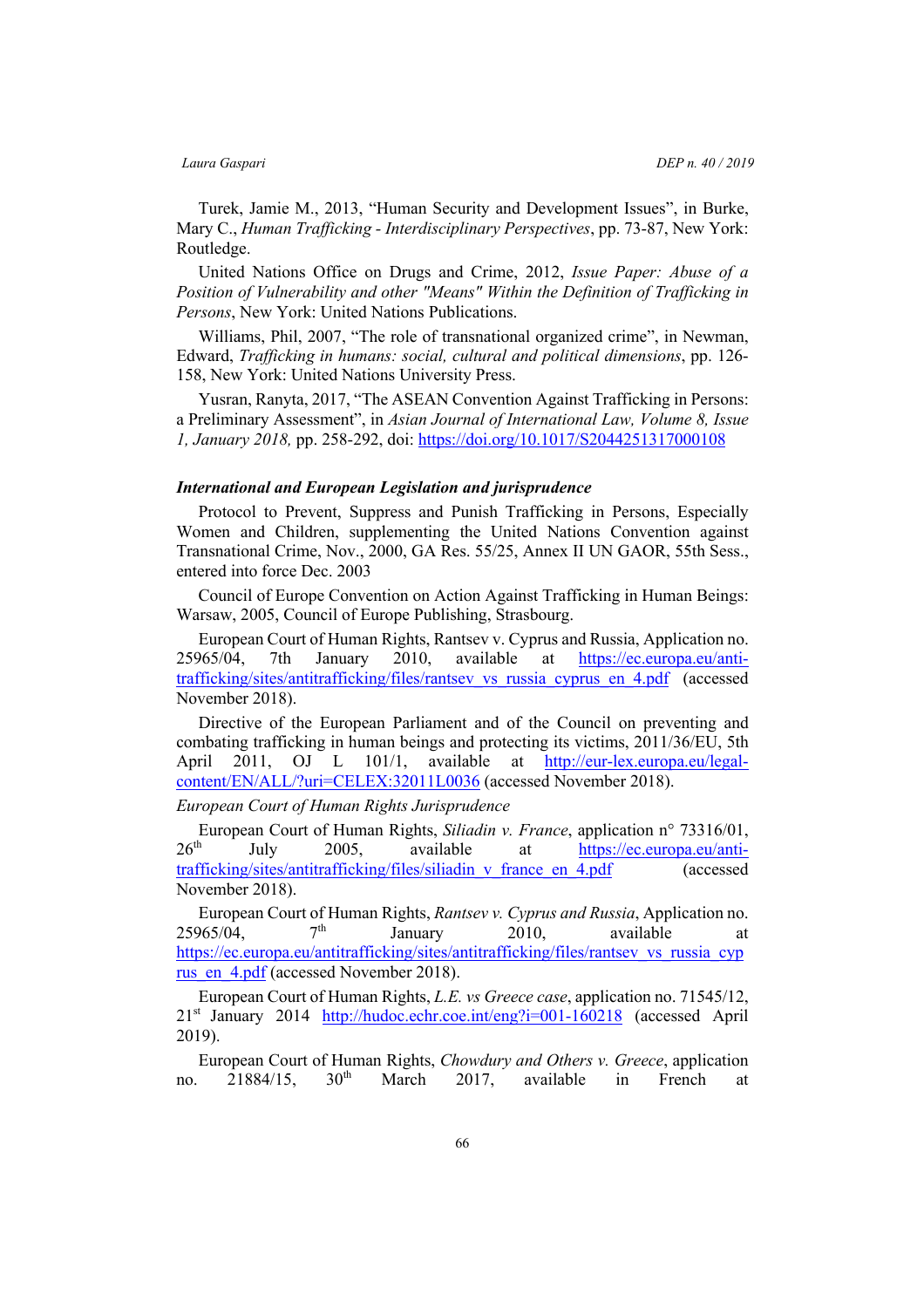Turek, Jamie M., 2013, "Human Security and Development Issues", in Burke, Mary C., *Human Trafficking - Interdisciplinary Perspectives*, pp. 73-87, New York: Routledge.

United Nations Office on Drugs and Crime, 2012, *Issue Paper: Abuse of a Position of Vulnerability and other "Means" Within the Definition of Trafficking in Persons*, New York: United Nations Publications.

Williams, Phil, 2007, "The role of transnational organized crime", in Newman, Edward, *Trafficking in humans: social, cultural and political dimensions*, pp. 126-158, New York: United Nations University Press.

Yusran, Ranyta, 2017, "The ASEAN Convention Against Trafficking in Persons: a Preliminary Assessment", in *Asian Journal of International Law, Volume 8, Issue 1, January 2018,* pp. 258-292, doi: https://doi.org/10.1017/S2044251317000108

### *International and European Legislation and jurisprudence*

Protocol to Prevent, Suppress and Punish Trafficking in Persons, Especially Women and Children, supplementing the United Nations Convention against Transnational Crime, Nov., 2000, GA Res. 55/25, Annex II UN GAOR, 55th Sess., entered into force Dec. 2003

Council of Europe Convention on Action Against Trafficking in Human Beings: Warsaw, 2005, Council of Europe Publishing, Strasbourg.

European Court of Human Rights, Rantsev v. Cyprus and Russia, Application no. 25965/04, 7th January 2010, available at https://ec.europa.eu/anti-trafficking/sites/antitrafficking/files/rantsev_vs_russia_cyprus_en_4.pdf (accessed November 2018).

Directive of the European Parliament and of the Council on preventing and combating trafficking in human beings and protecting its victims, 2011/36/EU, 5th April 2011, OJ L 101/1, available at http://eur-lex.europa.eu/legal-content/EN/ALL/?uri=CELEX:32011L0036 (accessed November 2018).

*European Court of Human Rights Jurisprudence*

European Court of Human Rights, *Siliadin v. France*, application n° 73316/01, 26th July 2005, available at https://ec.europa.eu/anti-trafficking/sites/antitrafficking/files/siliadin_v_france_en_4.pdf (accessed November 2018).

European Court of Human Rights, *Rantsev v. Cyprus and Russia*, Application no. 25965/04, 7th January 2010, available at https://ec.europa.eu/antitrafficking/sites/antitrafficking/files/rantsev_vs_russia_cyprus_en_4.pdf (accessed November 2018).

European Court of Human Rights, *L.E. vs Greece case*, application no. 71545/12, 21st January 2014 http://hudoc.echr.coe.int/eng?i=001-160218 (accessed April 2019).

European Court of Human Rights, *Chowdury and Others v. Greece*, application no. 21884/15, 30th March 2017, available in French at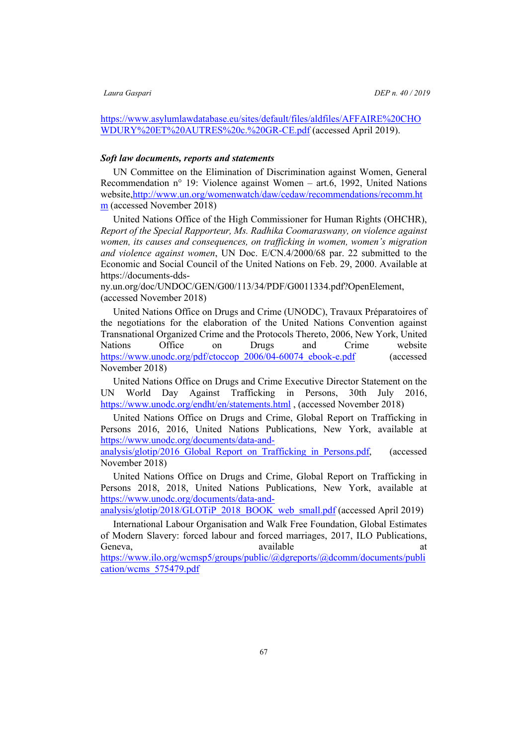https://www.asylumlawdatabase.eu/sites/default/files/aldfiles/AFFAIRE%20CHOWDURY%20ET%20AUTRES%20c.%20GR-CE.pdf (accessed April 2019).

### *Soft law documents, reports and statements*

UN Committee on the Elimination of Discrimination against Women, General Recommendation n° 19: Violence against Women – art.6, 1992, United Nations website,http://www.un.org/womenwatch/daw/cedaw/recommendations/recomm.htm (accessed November 2018)

United Nations Office of the High Commissioner for Human Rights (OHCHR), *Report of the Special Rapporteur, Ms. Radhika Coomaraswany, on violence against women, its causes and consequences, on trafficking in women, women's migration and violence against women*, UN Doc. E/CN.4/2000/68 par. 22 submitted to the Economic and Social Council of the United Nations on Feb. 29, 2000. Available at https://documents-dds-ny.un.org/doc/UNDOC/GEN/G00/113/34/PDF/G0011334.pdf?OpenElement, (accessed November 2018)

United Nations Office on Drugs and Crime (UNODC), Travaux Préparatoires of the negotiations for the elaboration of the United Nations Convention against Transnational Organized Crime and the Protocols Thereto, 2006, New York, United Nations Office on Drugs and Crime website https://www.unodc.org/pdf/ctoccop_2006/04-60074_ebook-e.pdf (accessed November 2018)

United Nations Office on Drugs and Crime Executive Director Statement on the UN World Day Against Trafficking in Persons, 30th July 2016, https://www.unodc.org/endht/en/statements.html , (accessed November 2018)

United Nations Office on Drugs and Crime, Global Report on Trafficking in Persons 2016, 2016, United Nations Publications, New York, available at https://www.unodc.org/documents/data-and-analysis/glotip/2016_Global_Report_on_Trafficking_in_Persons.pdf, (accessed November 2018)

United Nations Office on Drugs and Crime, Global Report on Trafficking in Persons 2018, 2018, United Nations Publications, New York, available at https://www.unodc.org/documents/data-and-analysis/glotip/2018/GLOTiP_2018_BOOK_web_small.pdf (accessed April 2019)

International Labour Organisation and Walk Free Foundation, Global Estimates of Modern Slavery: forced labour and forced marriages, 2017, ILO Publications, Geneva, available at https://www.ilo.org/wcmsp5/groups/public/@dgreports/@dcomm/documents/publication/wcms_575479.pdf